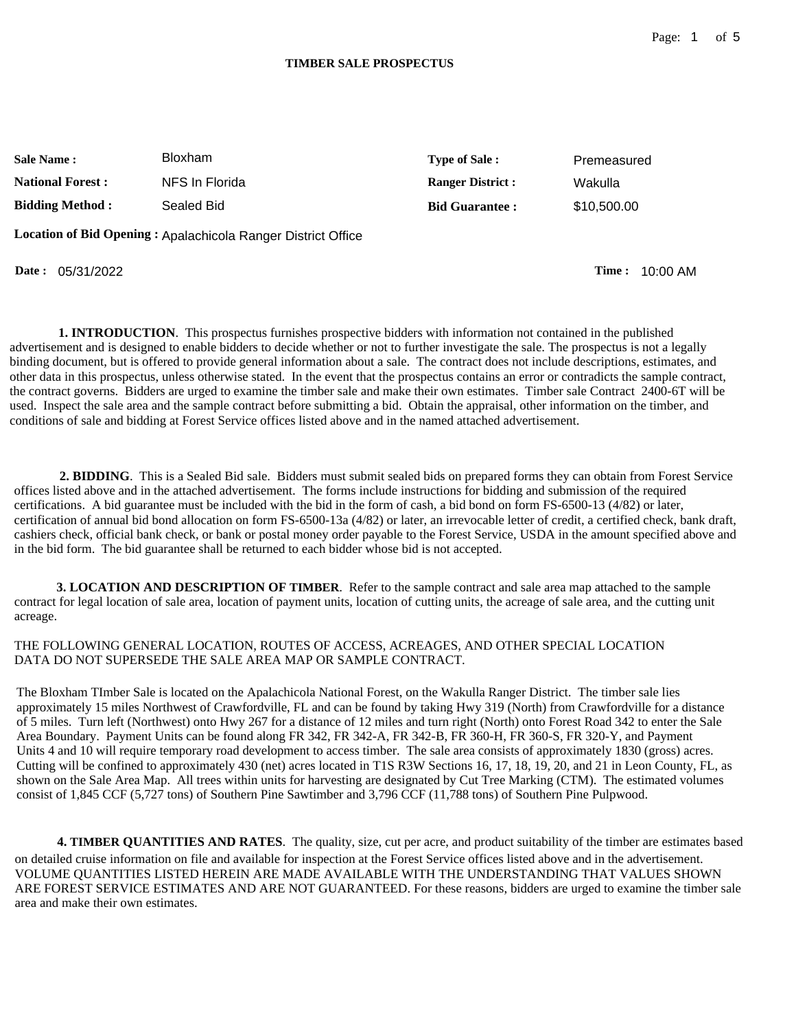# TIMBER SALE PROSPECTUS

| | | | |
|---|---|---|---|
| **Sale Name :** | Bloxham | **Type of Sale :** | Premeasured |
| **National Forest :** | NFS In Florida | **Ranger District :** | Wakulla |
| **Bidding Method :** | Sealed Bid | **Bid Guarantee :** | $10,500.00 |

**Location of Bid Opening :** Apalachicola Ranger District Office

**Date :** 05/31/2022 **Time :** 10:00 AM

**1. INTRODUCTION**. This prospectus furnishes prospective bidders with information not contained in the published advertisement and is designed to enable bidders to decide whether or not to further investigate the sale. The prospectus is not a legally binding document, but is offered to provide general information about a sale. The contract does not include descriptions, estimates, and other data in this prospectus, unless otherwise stated. In the event that the prospectus contains an error or contradicts the sample contract, the contract governs. Bidders are urged to examine the timber sale and make their own estimates. Timber sale Contract 2400-6T will be used. Inspect the sale area and the sample contract before submitting a bid. Obtain the appraisal, other information on the timber, and conditions of sale and bidding at Forest Service offices listed above and in the named attached advertisement.

**2. BIDDING**. This is a Sealed Bid sale. Bidders must submit sealed bids on prepared forms they can obtain from Forest Service offices listed above and in the attached advertisement. The forms include instructions for bidding and submission of the required certifications. A bid guarantee must be included with the bid in the form of cash, a bid bond on form FS-6500-13 (4/82) or later, certification of annual bid bond allocation on form FS-6500-13a (4/82) or later, an irrevocable letter of credit, a certified check, bank draft, cashiers check, official bank check, or bank or postal money order payable to the Forest Service, USDA in the amount specified above and in the bid form. The bid guarantee shall be returned to each bidder whose bid is not accepted.

**3. LOCATION AND DESCRIPTION OF TIMBER**. Refer to the sample contract and sale area map attached to the sample contract for legal location of sale area, location of payment units, location of cutting units, the acreage of sale area, and the cutting unit acreage.

THE FOLLOWING GENERAL LOCATION, ROUTES OF ACCESS, ACREAGES, AND OTHER SPECIAL LOCATION DATA DO NOT SUPERSEDE THE SALE AREA MAP OR SAMPLE CONTRACT.

The Bloxham TImber Sale is located on the Apalachicola National Forest, on the Wakulla Ranger District. The timber sale lies approximately 15 miles Northwest of Crawfordville, FL and can be found by taking Hwy 319 (North) from Crawfordville for a distance of 5 miles. Turn left (Northwest) onto Hwy 267 for a distance of 12 miles and turn right (North) onto Forest Road 342 to enter the Sale Area Boundary. Payment Units can be found along FR 342, FR 342-A, FR 342-B, FR 360-H, FR 360-S, FR 320-Y, and Payment Units 4 and 10 will require temporary road development to access timber. The sale area consists of approximately 1830 (gross) acres. Cutting will be confined to approximately 430 (net) acres located in T1S R3W Sections 16, 17, 18, 19, 20, and 21 in Leon County, FL, as shown on the Sale Area Map. All trees within units for harvesting are designated by Cut Tree Marking (CTM). The estimated volumes consist of 1,845 CCF (5,727 tons) of Southern Pine Sawtimber and 3,796 CCF (11,788 tons) of Southern Pine Pulpwood.

**4. TIMBER QUANTITIES AND RATES**. The quality, size, cut per acre, and product suitability of the timber are estimates based on detailed cruise information on file and available for inspection at the Forest Service offices listed above and in the advertisement. VOLUME QUANTITIES LISTED HEREIN ARE MADE AVAILABLE WITH THE UNDERSTANDING THAT VALUES SHOWN ARE FOREST SERVICE ESTIMATES AND ARE NOT GUARANTEED. For these reasons, bidders are urged to examine the timber sale area and make their own estimates.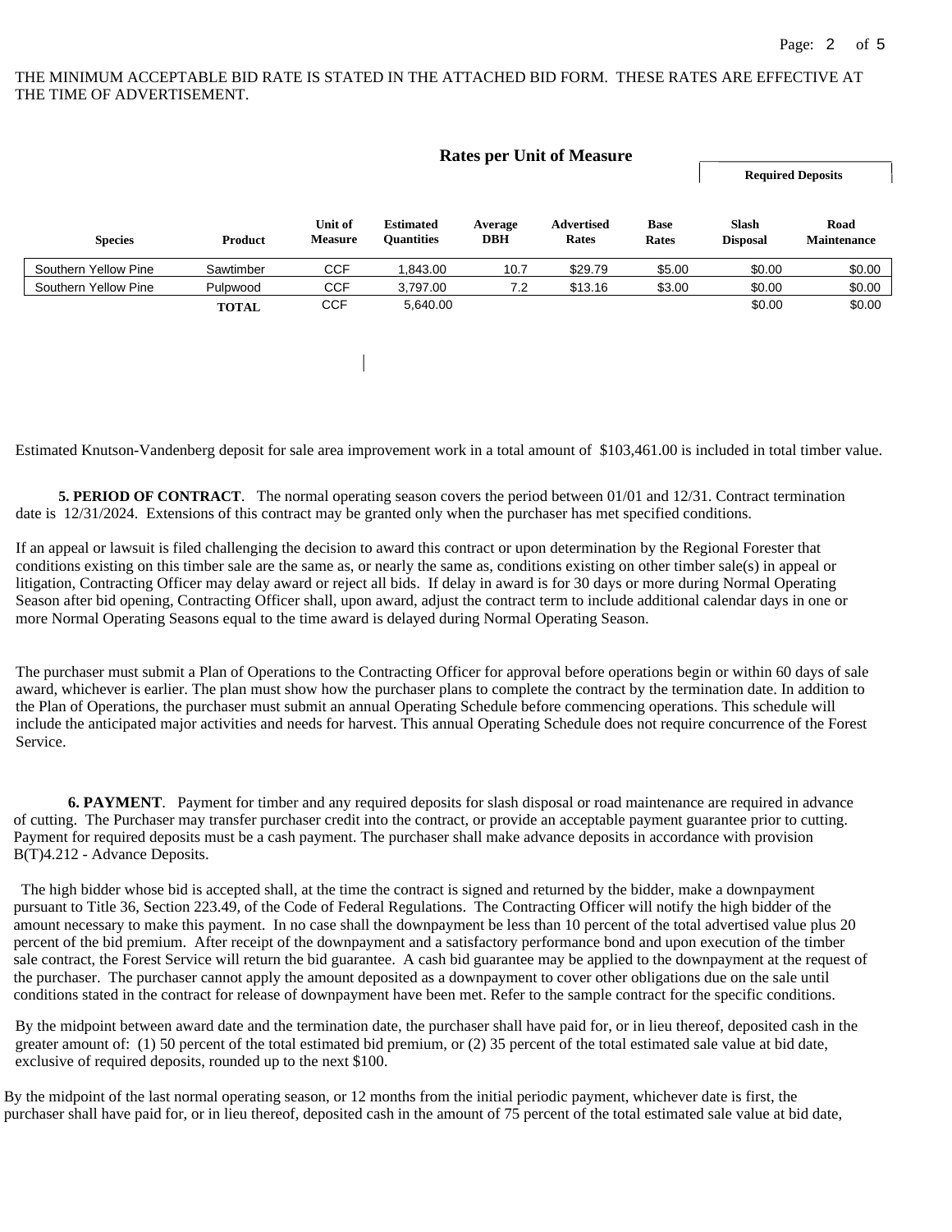THE MINIMUM ACCEPTABLE BID RATE IS STATED IN THE ATTACHED BID FORM. THESE RATES ARE EFFECTIVE AT THE TIME OF ADVERTISEMENT.

**Rates per Unit of Measure**

| Species | Product | Unit of Measure | Estimated Quantities | Average DBH | Advertised Rates | Base Rates | Required Deposits: Slash Disposal | Required Deposits: Road Maintenance |
|---|---|---|---|---|---|---|---|---|
| Southern Yellow Pine | Sawtimber | CCF | 1,843.00 | 10.7 | $29.79 | $5.00 | $0.00 | $0.00 |
| Southern Yellow Pine | Pulpwood | CCF | 3,797.00 | 7.2 | $13.16 | $3.00 | $0.00 | $0.00 |
| | **TOTAL** | CCF | 5,640.00 | | | | $0.00 | $0.00 |

Estimated Knutson-Vandenberg deposit for sale area improvement work in a total amount of $103,461.00 is included in total timber value.

**5. PERIOD OF CONTRACT**. The normal operating season covers the period between 01/01 and 12/31. Contract termination date is 12/31/2024. Extensions of this contract may be granted only when the purchaser has met specified conditions.

If an appeal or lawsuit is filed challenging the decision to award this contract or upon determination by the Regional Forester that conditions existing on this timber sale are the same as, or nearly the same as, conditions existing on other timber sale(s) in appeal or litigation, Contracting Officer may delay award or reject all bids. If delay in award is for 30 days or more during Normal Operating Season after bid opening, Contracting Officer shall, upon award, adjust the contract term to include additional calendar days in one or more Normal Operating Seasons equal to the time award is delayed during Normal Operating Season.

The purchaser must submit a Plan of Operations to the Contracting Officer for approval before operations begin or within 60 days of sale award, whichever is earlier. The plan must show how the purchaser plans to complete the contract by the termination date. In addition to the Plan of Operations, the purchaser must submit an annual Operating Schedule before commencing operations. This schedule will include the anticipated major activities and needs for harvest. This annual Operating Schedule does not require concurrence of the Forest Service.

**6. PAYMENT**. Payment for timber and any required deposits for slash disposal or road maintenance are required in advance of cutting. The Purchaser may transfer purchaser credit into the contract, or provide an acceptable payment guarantee prior to cutting. Payment for required deposits must be a cash payment. The purchaser shall make advance deposits in accordance with provision B(T)4.212 - Advance Deposits.

The high bidder whose bid is accepted shall, at the time the contract is signed and returned by the bidder, make a downpayment pursuant to Title 36, Section 223.49, of the Code of Federal Regulations. The Contracting Officer will notify the high bidder of the amount necessary to make this payment. In no case shall the downpayment be less than 10 percent of the total advertised value plus 20 percent of the bid premium. After receipt of the downpayment and a satisfactory performance bond and upon execution of the timber sale contract, the Forest Service will return the bid guarantee. A cash bid guarantee may be applied to the downpayment at the request of the purchaser. The purchaser cannot apply the amount deposited as a downpayment to cover other obligations due on the sale until conditions stated in the contract for release of downpayment have been met. Refer to the sample contract for the specific conditions.

By the midpoint between award date and the termination date, the purchaser shall have paid for, or in lieu thereof, deposited cash in the greater amount of: (1) 50 percent of the total estimated bid premium, or (2) 35 percent of the total estimated sale value at bid date, exclusive of required deposits, rounded up to the next $100.

By the midpoint of the last normal operating season, or 12 months from the initial periodic payment, whichever date is first, the purchaser shall have paid for, or in lieu thereof, deposited cash in the amount of 75 percent of the total estimated sale value at bid date,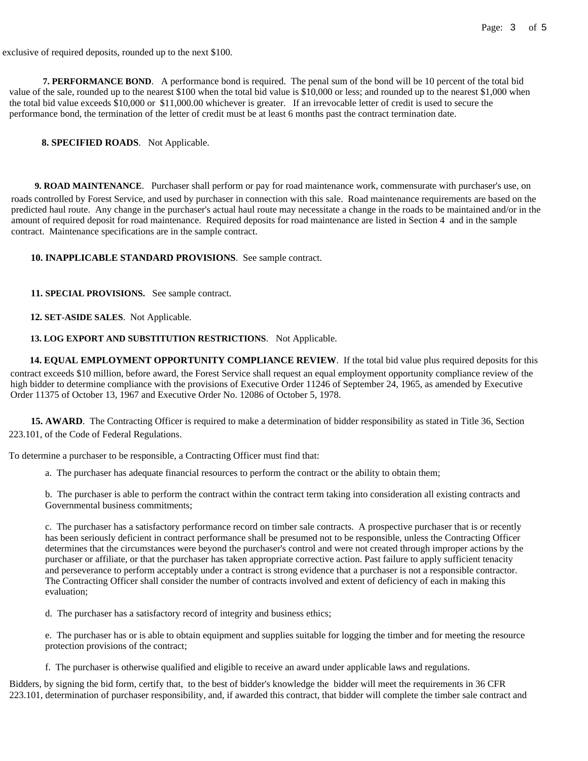exclusive of required deposits, rounded up to the next $100.

**7. PERFORMANCE BOND**. A performance bond is required. The penal sum of the bond will be 10 percent of the total bid value of the sale, rounded up to the nearest $100 when the total bid value is $10,000 or less; and rounded up to the nearest $1,000 when the total bid value exceeds $10,000 or $11,000.00 whichever is greater. If an irrevocable letter of credit is used to secure the performance bond, the termination of the letter of credit must be at least 6 months past the contract termination date.

**8. SPECIFIED ROADS**. Not Applicable.

**9. ROAD MAINTENANCE**. Purchaser shall perform or pay for road maintenance work, commensurate with purchaser's use, on roads controlled by Forest Service, and used by purchaser in connection with this sale. Road maintenance requirements are based on the predicted haul route. Any change in the purchaser's actual haul route may necessitate a change in the roads to be maintained and/or in the amount of required deposit for road maintenance. Required deposits for road maintenance are listed in Section 4 and in the sample contract. Maintenance specifications are in the sample contract.

**10. INAPPLICABLE STANDARD PROVISIONS**. See sample contract.

**11. SPECIAL PROVISIONS.** See sample contract.

**12. SET-ASIDE SALES**. Not Applicable.

**13. LOG EXPORT AND SUBSTITUTION RESTRICTIONS**. Not Applicable.

**14. EQUAL EMPLOYMENT OPPORTUNITY COMPLIANCE REVIEW**. If the total bid value plus required deposits for this contract exceeds $10 million, before award, the Forest Service shall request an equal employment opportunity compliance review of the high bidder to determine compliance with the provisions of Executive Order 11246 of September 24, 1965, as amended by Executive Order 11375 of October 13, 1967 and Executive Order No. 12086 of October 5, 1978.

**15. AWARD**. The Contracting Officer is required to make a determination of bidder responsibility as stated in Title 36, Section 223.101, of the Code of Federal Regulations.

To determine a purchaser to be responsible, a Contracting Officer must find that:

a. The purchaser has adequate financial resources to perform the contract or the ability to obtain them;

b. The purchaser is able to perform the contract within the contract term taking into consideration all existing contracts and Governmental business commitments;

c. The purchaser has a satisfactory performance record on timber sale contracts. A prospective purchaser that is or recently has been seriously deficient in contract performance shall be presumed not to be responsible, unless the Contracting Officer determines that the circumstances were beyond the purchaser's control and were not created through improper actions by the purchaser or affiliate, or that the purchaser has taken appropriate corrective action. Past failure to apply sufficient tenacity and perseverance to perform acceptably under a contract is strong evidence that a purchaser is not a responsible contractor. The Contracting Officer shall consider the number of contracts involved and extent of deficiency of each in making this evaluation;

d. The purchaser has a satisfactory record of integrity and business ethics;

e. The purchaser has or is able to obtain equipment and supplies suitable for logging the timber and for meeting the resource protection provisions of the contract;

f. The purchaser is otherwise qualified and eligible to receive an award under applicable laws and regulations.

Bidders, by signing the bid form, certify that, to the best of bidder's knowledge the bidder will meet the requirements in 36 CFR 223.101, determination of purchaser responsibility, and, if awarded this contract, that bidder will complete the timber sale contract and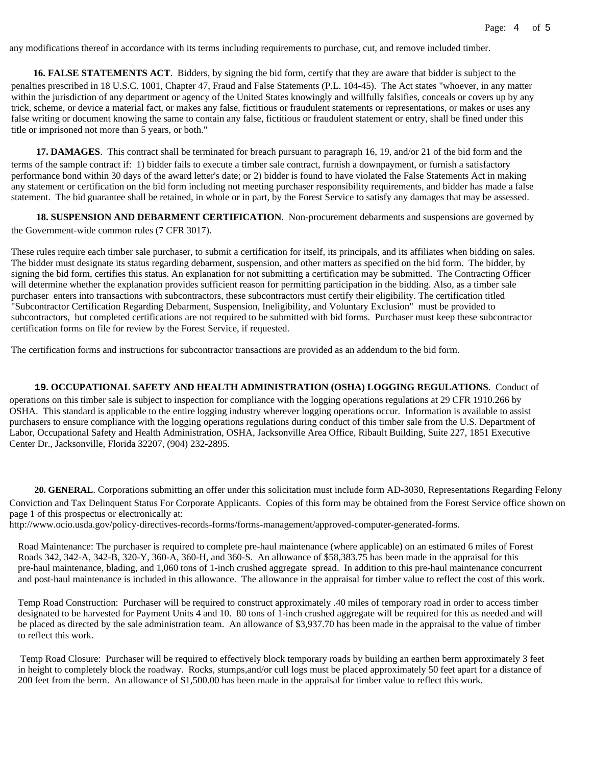any modifications thereof in accordance with its terms including requirements to purchase, cut, and remove included timber.

**16. FALSE STATEMENTS ACT**. Bidders, by signing the bid form, certify that they are aware that bidder is subject to the penalties prescribed in 18 U.S.C. 1001, Chapter 47, Fraud and False Statements (P.L. 104-45). The Act states "whoever, in any matter within the jurisdiction of any department or agency of the United States knowingly and willfully falsifies, conceals or covers up by any trick, scheme, or device a material fact, or makes any false, fictitious or fraudulent statements or representations, or makes or uses any false writing or document knowing the same to contain any false, fictitious or fraudulent statement or entry, shall be fined under this title or imprisoned not more than 5 years, or both."

**17. DAMAGES**. This contract shall be terminated for breach pursuant to paragraph 16, 19, and/or 21 of the bid form and the terms of the sample contract if: 1) bidder fails to execute a timber sale contract, furnish a downpayment, or furnish a satisfactory performance bond within 30 days of the award letter's date; or 2) bidder is found to have violated the False Statements Act in making any statement or certification on the bid form including not meeting purchaser responsibility requirements, and bidder has made a false statement. The bid guarantee shall be retained, in whole or in part, by the Forest Service to satisfy any damages that may be assessed.

**18. SUSPENSION AND DEBARMENT CERTIFICATION**. Non-procurement debarments and suspensions are governed by the Government-wide common rules (7 CFR 3017).

These rules require each timber sale purchaser, to submit a certification for itself, its principals, and its affiliates when bidding on sales. The bidder must designate its status regarding debarment, suspension, and other matters as specified on the bid form. The bidder, by signing the bid form, certifies this status. An explanation for not submitting a certification may be submitted. The Contracting Officer will determine whether the explanation provides sufficient reason for permitting participation in the bidding. Also, as a timber sale purchaser enters into transactions with subcontractors, these subcontractors must certify their eligibility. The certification titled "Subcontractor Certification Regarding Debarment, Suspension, Ineligibility, and Voluntary Exclusion" must be provided to subcontractors, but completed certifications are not required to be submitted with bid forms. Purchaser must keep these subcontractor certification forms on file for review by the Forest Service, if requested.

The certification forms and instructions for subcontractor transactions are provided as an addendum to the bid form.

**19. OCCUPATIONAL SAFETY AND HEALTH ADMINISTRATION (OSHA) LOGGING REGULATIONS**. Conduct of operations on this timber sale is subject to inspection for compliance with the logging operations regulations at 29 CFR 1910.266 by OSHA. This standard is applicable to the entire logging industry wherever logging operations occur. Information is available to assist purchasers to ensure compliance with the logging operations regulations during conduct of this timber sale from the U.S. Department of Labor, Occupational Safety and Health Administration, OSHA, Jacksonville Area Office, Ribault Building, Suite 227, 1851 Executive Center Dr., Jacksonville, Florida 32207, (904) 232-2895.

**20. GENERAL**. Corporations submitting an offer under this solicitation must include form AD-3030, Representations Regarding Felony Conviction and Tax Delinquent Status For Corporate Applicants. Copies of this form may be obtained from the Forest Service office shown on page 1 of this prospectus or electronically at:
http://www.ocio.usda.gov/policy-directives-records-forms/forms-management/approved-computer-generated-forms.

Road Maintenance: The purchaser is required to complete pre-haul maintenance (where applicable) on an estimated 6 miles of Forest Roads 342, 342-A, 342-B, 320-Y, 360-A, 360-H, and 360-S. An allowance of $58,383.75 has been made in the appraisal for this pre-haul maintenance, blading, and 1,060 tons of 1-inch crushed aggregate spread. In addition to this pre-haul maintenance concurrent and post-haul maintenance is included in this allowance. The allowance in the appraisal for timber value to reflect the cost of this work.

Temp Road Construction: Purchaser will be required to construct approximately .40 miles of temporary road in order to access timber designated to be harvested for Payment Units 4 and 10. 80 tons of 1-inch crushed aggregate will be required for this as needed and will be placed as directed by the sale administration team. An allowance of $3,937.70 has been made in the appraisal to the value of timber to reflect this work.

Temp Road Closure: Purchaser will be required to effectively block temporary roads by building an earthen berm approximately 3 feet in height to completely block the roadway. Rocks, stumps,and/or cull logs must be placed approximately 50 feet apart for a distance of 200 feet from the berm. An allowance of $1,500.00 has been made in the appraisal for timber value to reflect this work.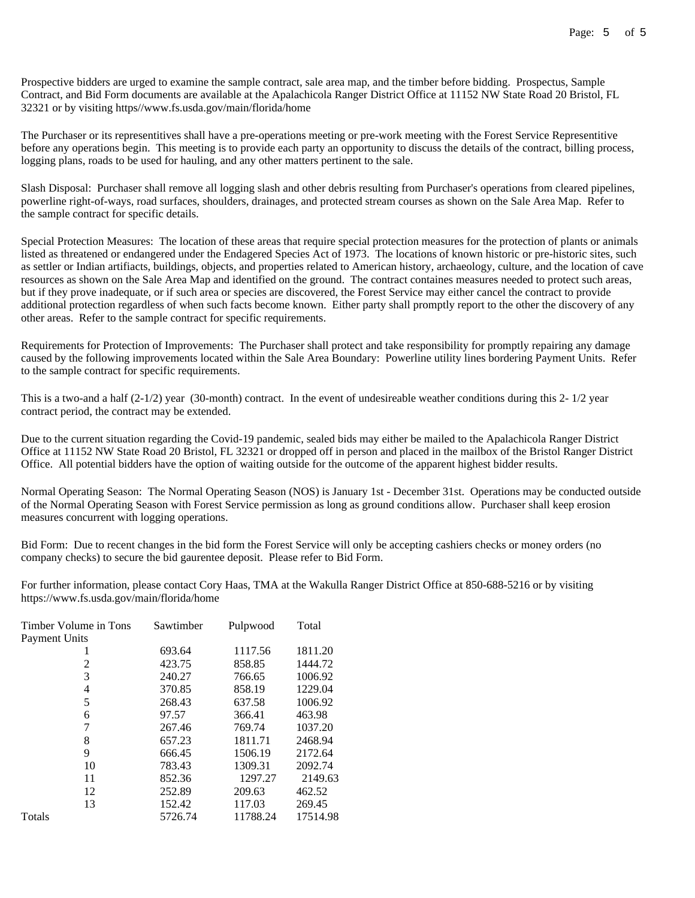Prospective bidders are urged to examine the sample contract, sale area map, and the timber before bidding. Prospectus, Sample Contract, and Bid Form documents are available at the Apalachicola Ranger District Office at 11152 NW State Road 20 Bristol, FL 32321 or by visiting https//www.fs.usda.gov/main/florida/home

The Purchaser or its representitives shall have a pre-operations meeting or pre-work meeting with the Forest Service Representitive before any operations begin. This meeting is to provide each party an opportunity to discuss the details of the contract, billing process, logging plans, roads to be used for hauling, and any other matters pertinent to the sale.

Slash Disposal: Purchaser shall remove all logging slash and other debris resulting from Purchaser's operations from cleared pipelines, powerline right-of-ways, road surfaces, shoulders, drainages, and protected stream courses as shown on the Sale Area Map. Refer to the sample contract for specific details.

Special Protection Measures: The location of these areas that require special protection measures for the protection of plants or animals listed as threatened or endangered under the Endagered Species Act of 1973. The locations of known historic or pre-historic sites, such as settler or Indian artifiacts, buildings, objects, and properties related to American history, archaeology, culture, and the location of cave resources as shown on the Sale Area Map and identified on the ground. The contract containes measures needed to protect such areas, but if they prove inadequate, or if such area or species are discovered, the Forest Service may either cancel the contract to provide additional protection regardless of when such facts become known. Either party shall promptly report to the other the discovery of any other areas. Refer to the sample contract for specific requirements.

Requirements for Protection of Improvements: The Purchaser shall protect and take responsibility for promptly repairing any damage caused by the following improvements located within the Sale Area Boundary: Powerline utility lines bordering Payment Units. Refer to the sample contract for specific requirements.

This is a two-and a half (2-1/2) year (30-month) contract. In the event of undesireable weather conditions during this 2- 1/2 year contract period, the contract may be extended.

Due to the current situation regarding the Covid-19 pandemic, sealed bids may either be mailed to the Apalachicola Ranger District Office at 11152 NW State Road 20 Bristol, FL 32321 or dropped off in person and placed in the mailbox of the Bristol Ranger District Office. All potential bidders have the option of waiting outside for the outcome of the apparent highest bidder results.

Normal Operating Season: The Normal Operating Season (NOS) is January 1st - December 31st. Operations may be conducted outside of the Normal Operating Season with Forest Service permission as long as ground conditions allow. Purchaser shall keep erosion measures concurrent with logging operations.

Bid Form: Due to recent changes in the bid form the Forest Service will only be accepting cashiers checks or money orders (no company checks) to secure the bid gaurentee deposit. Please refer to Bid Form.

For further information, please contact Cory Haas, TMA at the Wakulla Ranger District Office at 850-688-5216 or by visiting https://www.fs.usda.gov/main/florida/home

| Timber Volume in Tons | Sawtimber | Pulpwood | Total |
|---|---|---|---|
| Payment Units | | | |
| 1 | 693.64 | 1117.56 | 1811.20 |
| 2 | 423.75 | 858.85 | 1444.72 |
| 3 | 240.27 | 766.65 | 1006.92 |
| 4 | 370.85 | 858.19 | 1229.04 |
| 5 | 268.43 | 637.58 | 1006.92 |
| 6 | 97.57 | 366.41 | 463.98 |
| 7 | 267.46 | 769.74 | 1037.20 |
| 8 | 657.23 | 1811.71 | 2468.94 |
| 9 | 666.45 | 1506.19 | 2172.64 |
| 10 | 783.43 | 1309.31 | 2092.74 |
| 11 | 852.36 | 1297.27 | 2149.63 |
| 12 | 252.89 | 209.63 | 462.52 |
| 13 | 152.42 | 117.03 | 269.45 |
| Totals | 5726.74 | 11788.24 | 17514.98 |